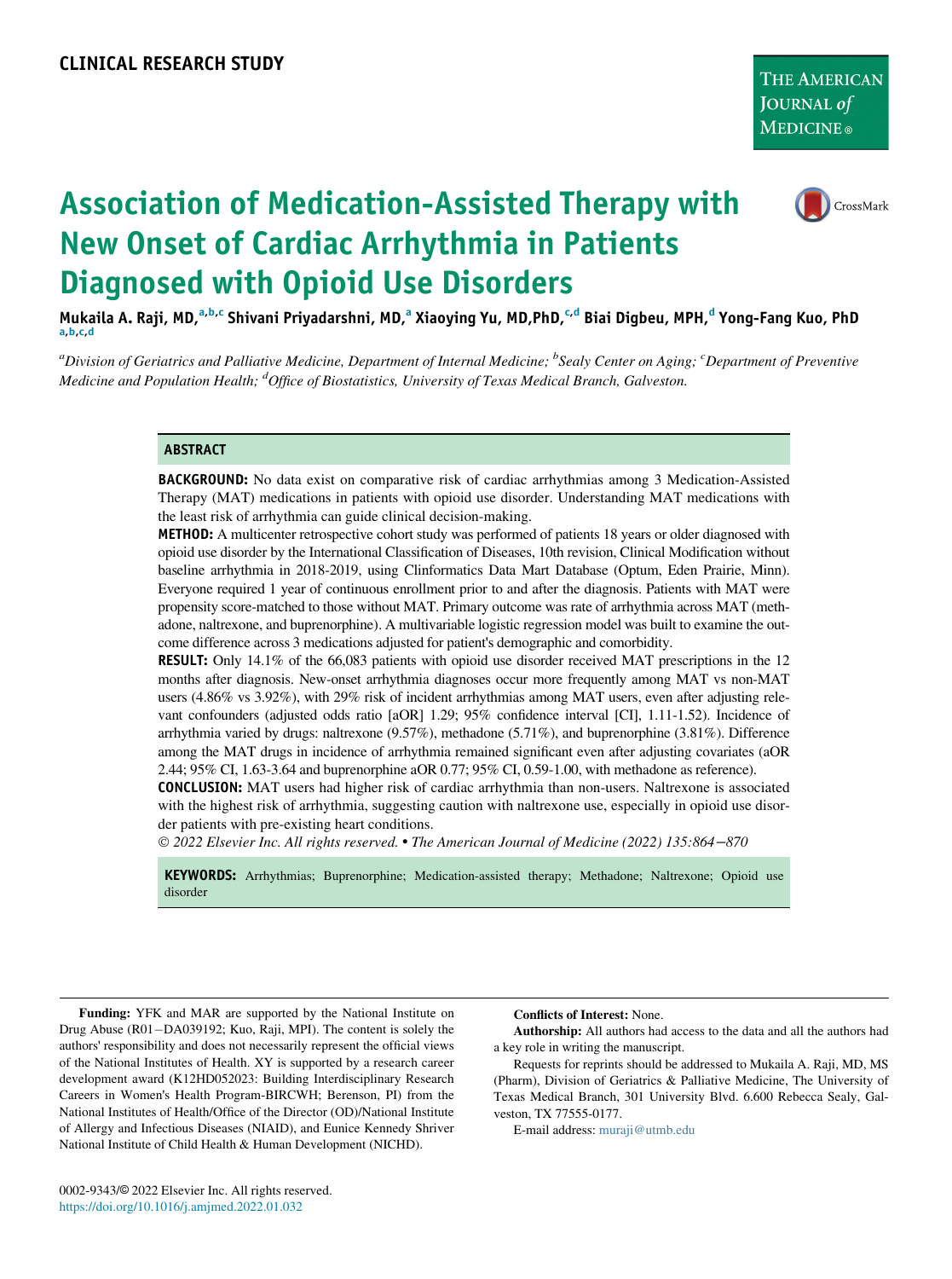CLINICAL RESEARCH STUDY

# Association of Medication-Assisted Therapy with New Onset of Cardiac Arrhythmia in Patients Diagnosed with Opioid Use Disorders

**Mukaila A. Raji, MD,[a,b,c] Shivani Priyadarshni, MD,[a] Xiaoying Yu, MD,PhD,[c,d] Biai Digbeu, MPH,[d] Yong-Fang Kuo, PhD[a,b,c,d]**

[a]*Division of Geriatrics and Palliative Medicine, Department of Internal Medicine;* [b]*Sealy Center on Aging;* [c]*Department of Preventive Medicine and Population Health;* [d]*Office of Biostatistics, University of Texas Medical Branch, Galveston.*

## ABSTRACT

**BACKGROUND:** No data exist on comparative risk of cardiac arrhythmias among 3 Medication-Assisted Therapy (MAT) medications in patients with opioid use disorder. Understanding MAT medications with the least risk of arrhythmia can guide clinical decision-making.

**METHOD:** A multicenter retrospective cohort study was performed of patients 18 years or older diagnosed with opioid use disorder by the International Classification of Diseases, 10th revision, Clinical Modification without baseline arrhythmia in 2018-2019, using Clinformatics Data Mart Database (Optum, Eden Prairie, Minn). Everyone required 1 year of continuous enrollment prior to and after the diagnosis. Patients with MAT were propensity score-matched to those without MAT. Primary outcome was rate of arrhythmia across MAT (methadone, naltrexone, and buprenorphine). A multivariable logistic regression model was built to examine the outcome difference across 3 medications adjusted for patient's demographic and comorbidity.

**RESULT:** Only 14.1% of the 66,083 patients with opioid use disorder received MAT prescriptions in the 12 months after diagnosis. New-onset arrhythmia diagnoses occur more frequently among MAT vs non-MAT users (4.86% vs 3.92%), with 29% risk of incident arrhythmias among MAT users, even after adjusting relevant confounders (adjusted odds ratio [aOR] 1.29; 95% confidence interval [CI], 1.11-1.52). Incidence of arrhythmia varied by drugs: naltrexone (9.57%), methadone (5.71%), and buprenorphine (3.81%). Difference among the MAT drugs in incidence of arrhythmia remained significant even after adjusting covariates (aOR 2.44; 95% CI, 1.63-3.64 and buprenorphine aOR 0.77; 95% CI, 0.59-1.00, with methadone as reference).

**CONCLUSION:** MAT users had higher risk of cardiac arrhythmia than non-users. Naltrexone is associated with the highest risk of arrhythmia, suggesting caution with naltrexone use, especially in opioid use disorder patients with pre-existing heart conditions.

*© 2022 Elsevier Inc. All rights reserved. • The American Journal of Medicine (2022) 135:864−870*

**KEYWORDS:** Arrhythmias; Buprenorphine; Medication-assisted therapy; Methadone; Naltrexone; Opioid use disorder

**Funding:** YFK and MAR are supported by the National Institute on Drug Abuse (R01−DA039192; Kuo, Raji, MPI). The content is solely the authors' responsibility and does not necessarily represent the official views of the National Institutes of Health. XY is supported by a research career development award (K12HD052023: Building Interdisciplinary Research Careers in Women's Health Program-BIRCWH; Berenson, PI) from the National Institutes of Health/Office of the Director (OD)/National Institute of Allergy and Infectious Diseases (NIAID), and Eunice Kennedy Shriver National Institute of Child Health & Human Development (NICHD).

**Conflicts of Interest:** None.

**Authorship:** All authors had access to the data and all the authors had a key role in writing the manuscript.

Requests for reprints should be addressed to Mukaila A. Raji, MD, MS (Pharm), Division of Geriatrics & Palliative Medicine, The University of Texas Medical Branch, 301 University Blvd. 6.600 Rebecca Sealy, Galveston, TX 77555-0177.

E-mail address: muraji@utmb.edu

0002-9343/© 2022 Elsevier Inc. All rights reserved.
https://doi.org/10.1016/j.amjmed.2022.01.032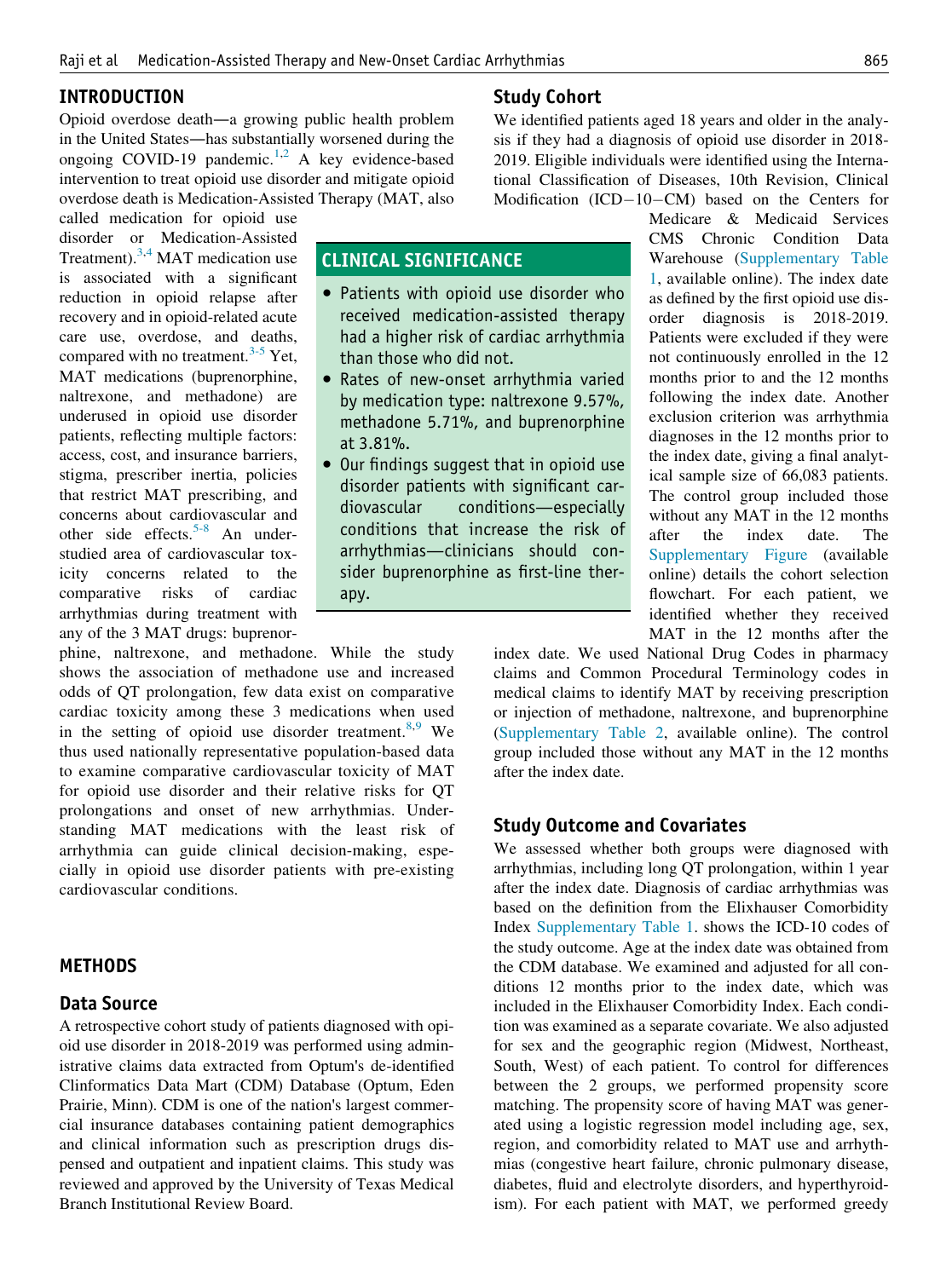## INTRODUCTION

Opioid overdose death—a growing public health problem in the United States—has substantially worsened during the ongoing COVID-19 pandemic.[1,2] A key evidence-based intervention to treat opioid use disorder and mitigate opioid overdose death is Medication-Assisted Therapy (MAT, also called medication for opioid use disorder or Medication-Assisted Treatment).[3,4] MAT medication use is associated with a significant reduction in opioid relapse after recovery and in opioid-related acute care use, overdose, and deaths, compared with no treatment.[3-5] Yet, MAT medications (buprenorphine, naltrexone, and methadone) are underused in opioid use disorder patients, reflecting multiple factors: access, cost, and insurance barriers, stigma, prescriber inertia, policies that restrict MAT prescribing, and concerns about cardiovascular and other side effects.[5-8] An understudied area of cardiovascular toxicity concerns related to the comparative risks of cardiac arrhythmias during treatment with any of the 3 MAT drugs: buprenorphine, naltrexone, and methadone. While the study shows the association of methadone use and increased odds of QT prolongation, few data exist on comparative cardiac toxicity among these 3 medications when used in the setting of opioid use disorder treatment.[8,9] We thus used nationally representative population-based data to examine comparative cardiovascular toxicity of MAT for opioid use disorder and their relative risks for QT prolongations and onset of new arrhythmias. Understanding MAT medications with the least risk of arrhythmia can guide clinical decision-making, especially in opioid use disorder patients with pre-existing cardiovascular conditions.

### CLINICAL SIGNIFICANCE

- Patients with opioid use disorder who received medication-assisted therapy had a higher risk of cardiac arrhythmia than those who did not.
- Rates of new-onset arrhythmia varied by medication type: naltrexone 9.57%, methadone 5.71%, and buprenorphine at 3.81%.
- Our findings suggest that in opioid use disorder patients with significant cardiovascular conditions—especially conditions that increase the risk of arrhythmias—clinicians should consider buprenorphine as first-line therapy.

## METHODS

### Data Source

A retrospective cohort study of patients diagnosed with opioid use disorder in 2018-2019 was performed using administrative claims data extracted from Optum's de-identified Clinformatics Data Mart (CDM) Database (Optum, Eden Prairie, Minn). CDM is one of the nation's largest commercial insurance databases containing patient demographics and clinical information such as prescription drugs dispensed and outpatient and inpatient claims. This study was reviewed and approved by the University of Texas Medical Branch Institutional Review Board.

### Study Cohort

We identified patients aged 18 years and older in the analysis if they had a diagnosis of opioid use disorder in 2018-2019. Eligible individuals were identified using the International Classification of Diseases, 10th Revision, Clinical Modification (ICD−10−CM) based on the Centers for Medicare & Medicaid Services CMS Chronic Condition Data Warehouse (Supplementary Table 1, available online). The index date as defined by the first opioid use disorder diagnosis is 2018-2019. Patients were excluded if they were not continuously enrolled in the 12 months prior to and the 12 months following the index date. Another exclusion criterion was arrhythmia diagnoses in the 12 months prior to the index date, giving a final analytical sample size of 66,083 patients. The control group included those without any MAT in the 12 months after the index date. The Supplementary Figure (available online) details the cohort selection flowchart. For each patient, we identified whether they received MAT in the 12 months after the index date. We used National Drug Codes in pharmacy claims and Common Procedural Terminology codes in medical claims to identify MAT by receiving prescription or injection of methadone, naltrexone, and buprenorphine (Supplementary Table 2, available online). The control group included those without any MAT in the 12 months after the index date.

### Study Outcome and Covariates

We assessed whether both groups were diagnosed with arrhythmias, including long QT prolongation, within 1 year after the index date. Diagnosis of cardiac arrhythmias was based on the definition from the Elixhauser Comorbidity Index Supplementary Table 1. shows the ICD-10 codes of the study outcome. Age at the index date was obtained from the CDM database. We examined and adjusted for all conditions 12 months prior to the index date, which was included in the Elixhauser Comorbidity Index. Each condition was examined as a separate covariate. We also adjusted for sex and the geographic region (Midwest, Northeast, South, West) of each patient. To control for differences between the 2 groups, we performed propensity score matching. The propensity score of having MAT was generated using a logistic regression model including age, sex, region, and comorbidity related to MAT use and arrhythmias (congestive heart failure, chronic pulmonary disease, diabetes, fluid and electrolyte disorders, and hyperthyroidism). For each patient with MAT, we performed greedy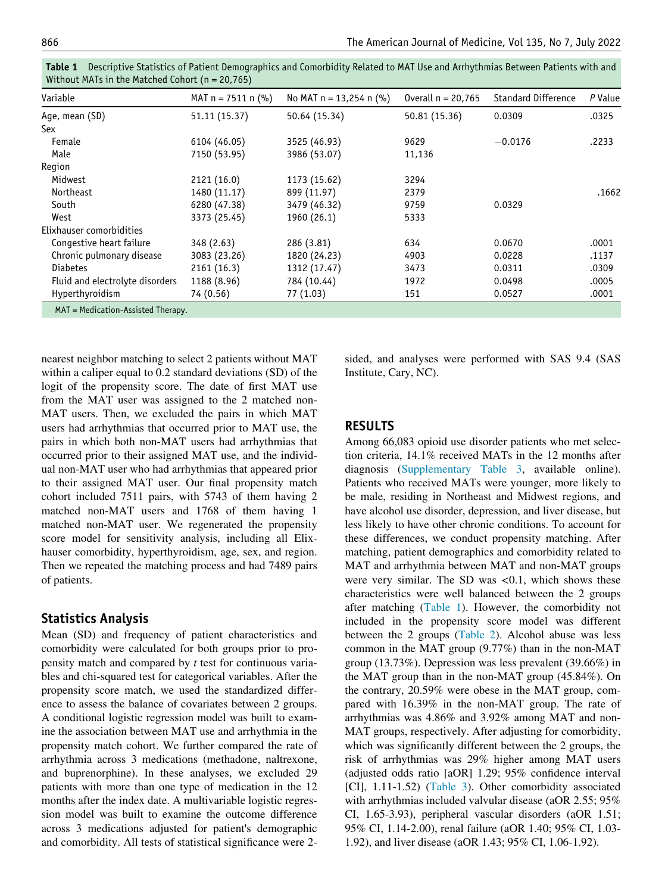**Table 1** Descriptive Statistics of Patient Demographics and Comorbidity Related to MAT Use and Arrhythmias Between Patients with and Without MATs in the Matched Cohort (n = 20,765)

| Variable | MAT n = 7511 n (%) | No MAT n = 13,254 n (%) | Overall n = 20,765 | Standard Difference | P Value |
|---|---|---|---|---|---|
| Age, mean (SD) | 51.11 (15.37) | 50.64 (15.34) | 50.81 (15.36) | 0.0309 | .0325 |
| Sex | | | | | |
| Female | 6104 (46.05) | 3525 (46.93) | 9629 | −0.0176 | .2233 |
| Male | 7150 (53.95) | 3986 (53.07) | 11,136 | | |
| Region | | | | | |
| Midwest | 2121 (16.0) | 1173 (15.62) | 3294 | | |
| Northeast | 1480 (11.17) | 899 (11.97) | 2379 | | .1662 |
| South | 6280 (47.38) | 3479 (46.32) | 9759 | 0.0329 | |
| West | 3373 (25.45) | 1960 (26.1) | 5333 | | |
| Elixhauser comorbidities | | | | | |
| Congestive heart failure | 348 (2.63) | 286 (3.81) | 634 | 0.0670 | .0001 |
| Chronic pulmonary disease | 3083 (23.26) | 1820 (24.23) | 4903 | 0.0228 | .1137 |
| Diabetes | 2161 (16.3) | 1312 (17.47) | 3473 | 0.0311 | .0309 |
| Fluid and electrolyte disorders | 1188 (8.96) | 784 (10.44) | 1972 | 0.0498 | .0005 |
| Hyperthyroidism | 74 (0.56) | 77 (1.03) | 151 | 0.0527 | .0001 |

MAT = Medication-Assisted Therapy.

nearest neighbor matching to select 2 patients without MAT within a caliper equal to 0.2 standard deviations (SD) of the logit of the propensity score. The date of first MAT use from the MAT user was assigned to the 2 matched non-MAT users. Then, we excluded the pairs in which MAT users had arrhythmias that occurred prior to MAT use, the pairs in which both non-MAT users had arrhythmias that occurred prior to their assigned MAT use, and the individual non-MAT user who had arrhythmias that appeared prior to their assigned MAT user. Our final propensity match cohort included 7511 pairs, with 5743 of them having 2 matched non-MAT users and 1768 of them having 1 matched non-MAT user. We regenerated the propensity score model for sensitivity analysis, including all Elixhauser comorbidity, hyperthyroidism, age, sex, and region. Then we repeated the matching process and had 7489 pairs of patients.

## Statistics Analysis

Mean (SD) and frequency of patient characteristics and comorbidity were calculated for both groups prior to propensity match and compared by *t* test for continuous variables and chi-squared test for categorical variables. After the propensity score match, we used the standardized difference to assess the balance of covariates between 2 groups. A conditional logistic regression model was built to examine the association between MAT use and arrhythmia in the propensity match cohort. We further compared the rate of arrhythmia across 3 medications (methadone, naltrexone, and buprenorphine). In these analyses, we excluded 29 patients with more than one type of medication in the 12 months after the index date. A multivariable logistic regression model was built to examine the outcome difference across 3 medications adjusted for patient's demographic and comorbidity. All tests of statistical significance were 2-sided, and analyses were performed with SAS 9.4 (SAS Institute, Cary, NC).

## RESULTS

Among 66,083 opioid use disorder patients who met selection criteria, 14.1% received MATs in the 12 months after diagnosis (Supplementary Table 3, available online). Patients who received MATs were younger, more likely to be male, residing in Northeast and Midwest regions, and have alcohol use disorder, depression, and liver disease, but less likely to have other chronic conditions. To account for these differences, we conduct propensity matching. After matching, patient demographics and comorbidity related to MAT and arrhythmia between MAT and non-MAT groups were very similar. The SD was <0.1, which shows these characteristics were well balanced between the 2 groups after matching (Table 1). However, the comorbidity not included in the propensity score model was different between the 2 groups (Table 2). Alcohol abuse was less common in the MAT group (9.77%) than in the non-MAT group (13.73%). Depression was less prevalent (39.66%) in the MAT group than in the non-MAT group (45.84%). On the contrary, 20.59% were obese in the MAT group, compared with 16.39% in the non-MAT group. The rate of arrhythmias was 4.86% and 3.92% among MAT and non-MAT groups, respectively. After adjusting for comorbidity, which was significantly different between the 2 groups, the risk of arrhythmias was 29% higher among MAT users (adjusted odds ratio [aOR] 1.29; 95% confidence interval [CI], 1.11-1.52) (Table 3). Other comorbidity associated with arrhythmias included valvular disease (aOR 2.55; 95% CI, 1.65-3.93), peripheral vascular disorders (aOR 1.51; 95% CI, 1.14-2.00), renal failure (aOR 1.40; 95% CI, 1.03-1.92), and liver disease (aOR 1.43; 95% CI, 1.06-1.92).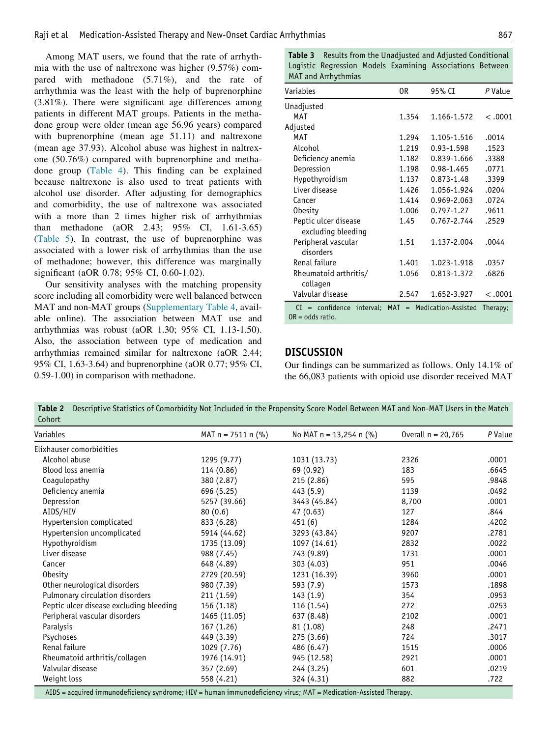Among MAT users, we found that the rate of arrhythmia with the use of naltrexone was higher (9.57%) compared with methadone (5.71%), and the rate of arrhythmia was the least with the help of buprenorphine (3.81%). There were significant age differences among patients in different MAT groups. Patients in the methadone group were older (mean age 56.96 years) compared with buprenorphine (mean age 51.11) and naltrexone (mean age 37.93). Alcohol abuse was highest in naltrexone (50.76%) compared with buprenorphine and methadone group (Table 4). This finding can be explained because naltrexone is also used to treat patients with alcohol use disorder. After adjusting for demographics and comorbidity, the use of naltrexone was associated with a more than 2 times higher risk of arrhythmias than methadone (aOR 2.43; 95% CI, 1.61-3.65) (Table 5). In contrast, the use of buprenorphine was associated with a lower risk of arrhythmias than the use of methadone; however, this difference was marginally significant (aOR 0.78; 95% CI, 0.60-1.02).

Our sensitivity analyses with the matching propensity score including all comorbidity were well balanced between MAT and non-MAT groups (Supplementary Table 4, available online). The association between MAT use and arrhythmias was robust (aOR 1.30; 95% CI, 1.13-1.50). Also, the association between type of medication and arrhythmias remained similar for naltrexone (aOR 2.44; 95% CI, 1.63-3.64) and buprenorphine (aOR 0.77; 95% CI, 0.59-1.00) in comparison with methadone.

**Table 3** Results from the Unadjusted and Adjusted Conditional Logistic Regression Models Examining Associations Between MAT and Arrhythmias

| Variables | OR | 95% CI | *P* Value |
|---|---|---|---|
| Unadjusted | | | |
| MAT | 1.354 | 1.166-1.572 | < .0001 |
| Adjusted | | | |
| MAT | 1.294 | 1.105-1.516 | .0014 |
| Alcohol | 1.219 | 0.93-1.598 | .1523 |
| Deficiency anemia | 1.182 | 0.839-1.666 | .3388 |
| Depression | 1.198 | 0.98-1.465 | .0771 |
| Hypothyroidism | 1.137 | 0.873-1.48 | .3399 |
| Liver disease | 1.426 | 1.056-1.924 | .0204 |
| Cancer | 1.414 | 0.969-2.063 | .0724 |
| Obesity | 1.006 | 0.797-1.27 | .9611 |
| Peptic ulcer disease excluding bleeding | 1.45 | 0.767-2.744 | .2529 |
| Peripheral vascular disorders | 1.51 | 1.137-2.004 | .0044 |
| Renal failure | 1.401 | 1.023-1.918 | .0357 |
| Rheumatoid arthritis/collagen | 1.056 | 0.813-1.372 | .6826 |
| Valvular disease | 2.547 | 1.652-3.927 | < .0001 |

CI = confidence interval; MAT = Medication-Assisted Therapy; OR = odds ratio.

## DISCUSSION

Our findings can be summarized as follows. Only 14.1% of the 66,083 patients with opioid use disorder received MAT

**Table 2** Descriptive Statistics of Comorbidity Not Included in the Propensity Score Model Between MAT and Non-MAT Users in the Match Cohort

| Variables | MAT n = 7511 n (%) | No MAT n = 13,254 n (%) | Overall n = 20,765 | *P* Value |
|---|---|---|---|---|
| Elixhauser comorbidities | | | | |
| Alcohol abuse | 1295 (9.77) | 1031 (13.73) | 2326 | .0001 |
| Blood loss anemia | 114 (0.86) | 69 (0.92) | 183 | .6645 |
| Coagulopathy | 380 (2.87) | 215 (2.86) | 595 | .9848 |
| Deficiency anemia | 696 (5.25) | 443 (5.9) | 1139 | .0492 |
| Depression | 5257 (39.66) | 3443 (45.84) | 8,700 | .0001 |
| AIDS/HIV | 80 (0.6) | 47 (0.63) | 127 | .844 |
| Hypertension complicated | 833 (6.28) | 451 (6) | 1284 | .4202 |
| Hypertension uncomplicated | 5914 (44.62) | 3293 (43.84) | 9207 | .2781 |
| Hypothyroidism | 1735 (13.09) | 1097 (14.61) | 2832 | .0022 |
| Liver disease | 988 (7.45) | 743 (9.89) | 1731 | .0001 |
| Cancer | 648 (4.89) | 303 (4.03) | 951 | .0046 |
| Obesity | 2729 (20.59) | 1231 (16.39) | 3960 | .0001 |
| Other neurological disorders | 980 (7.39) | 593 (7.9) | 1573 | .1898 |
| Pulmonary circulation disorders | 211 (1.59) | 143 (1.9) | 354 | .0953 |
| Peptic ulcer disease excluding bleeding | 156 (1.18) | 116 (1.54) | 272 | .0253 |
| Peripheral vascular disorders | 1465 (11.05) | 637 (8.48) | 2102 | .0001 |
| Paralysis | 167 (1.26) | 81 (1.08) | 248 | .2471 |
| Psychoses | 449 (3.39) | 275 (3.66) | 724 | .3017 |
| Renal failure | 1029 (7.76) | 486 (6.47) | 1515 | .0006 |
| Rheumatoid arthritis/collagen | 1976 (14.91) | 945 (12.58) | 2921 | .0001 |
| Valvular disease | 357 (2.69) | 244 (3.25) | 601 | .0219 |
| Weight loss | 558 (4.21) | 324 (4.31) | 882 | .722 |

AIDS = acquired immunodeficiency syndrome; HIV = human immunodeficiency virus; MAT = Medication-Assisted Therapy.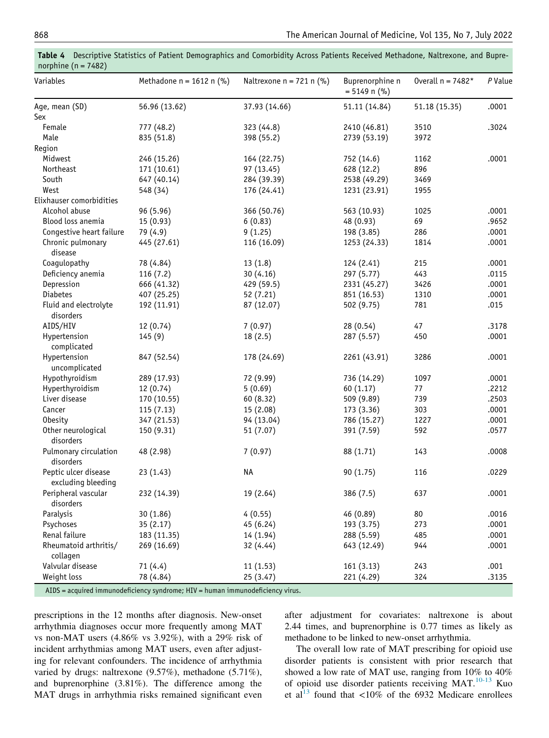**Table 4** Descriptive Statistics of Patient Demographics and Comorbidity Across Patients Received Methadone, Naltrexone, and Buprenorphine (n = 7482)

| Variables | Methadone n = 1612 n (%) | Naltrexone n = 721 n (%) | Buprenorphine n = 5149 n (%) | Overall n = 7482* | *P* Value |
|---|---|---|---|---|---|
| Age, mean (SD) | 56.96 (13.62) | 37.93 (14.66) | 51.11 (14.84) | 51.18 (15.35) | .0001 |
| Sex | | | | | |
| Female | 777 (48.2) | 323 (44.8) | 2410 (46.81) | 3510 | .3024 |
| Male | 835 (51.8) | 398 (55.2) | 2739 (53.19) | 3972 | |
| Region | | | | | |
| Midwest | 246 (15.26) | 164 (22.75) | 752 (14.6) | 1162 | .0001 |
| Northeast | 171 (10.61) | 97 (13.45) | 628 (12.2) | 896 | |
| South | 647 (40.14) | 284 (39.39) | 2538 (49.29) | 3469 | |
| West | 548 (34) | 176 (24.41) | 1231 (23.91) | 1955 | |
| Elixhauser comorbidities | | | | | |
| Alcohol abuse | 96 (5.96) | 366 (50.76) | 563 (10.93) | 1025 | .0001 |
| Blood loss anemia | 15 (0.93) | 6 (0.83) | 48 (0.93) | 69 | .9652 |
| Congestive heart failure | 79 (4.9) | 9 (1.25) | 198 (3.85) | 286 | .0001 |
| Chronic pulmonary disease | 445 (27.61) | 116 (16.09) | 1253 (24.33) | 1814 | .0001 |
| Coagulopathy | 78 (4.84) | 13 (1.8) | 124 (2.41) | 215 | .0001 |
| Deficiency anemia | 116 (7.2) | 30 (4.16) | 297 (5.77) | 443 | .0115 |
| Depression | 666 (41.32) | 429 (59.5) | 2331 (45.27) | 3426 | .0001 |
| Diabetes | 407 (25.25) | 52 (7.21) | 851 (16.53) | 1310 | .0001 |
| Fluid and electrolyte disorders | 192 (11.91) | 87 (12.07) | 502 (9.75) | 781 | .015 |
| AIDS/HIV | 12 (0.74) | 7 (0.97) | 28 (0.54) | 47 | .3178 |
| Hypertension complicated | 145 (9) | 18 (2.5) | 287 (5.57) | 450 | .0001 |
| Hypertension uncomplicated | 847 (52.54) | 178 (24.69) | 2261 (43.91) | 3286 | .0001 |
| Hypothyroidism | 289 (17.93) | 72 (9.99) | 736 (14.29) | 1097 | .0001 |
| Hyperthyroidism | 12 (0.74) | 5 (0.69) | 60 (1.17) | 77 | .2212 |
| Liver disease | 170 (10.55) | 60 (8.32) | 509 (9.89) | 739 | .2503 |
| Cancer | 115 (7.13) | 15 (2.08) | 173 (3.36) | 303 | .0001 |
| Obesity | 347 (21.53) | 94 (13.04) | 786 (15.27) | 1227 | .0001 |
| Other neurological disorders | 150 (9.31) | 51 (7.07) | 391 (7.59) | 592 | .0577 |
| Pulmonary circulation disorders | 48 (2.98) | 7 (0.97) | 88 (1.71) | 143 | .0008 |
| Peptic ulcer disease excluding bleeding | 23 (1.43) | NA | 90 (1.75) | 116 | .0229 |
| Peripheral vascular disorders | 232 (14.39) | 19 (2.64) | 386 (7.5) | 637 | .0001 |
| Paralysis | 30 (1.86) | 4 (0.55) | 46 (0.89) | 80 | .0016 |
| Psychoses | 35 (2.17) | 45 (6.24) | 193 (3.75) | 273 | .0001 |
| Renal failure | 183 (11.35) | 14 (1.94) | 288 (5.59) | 485 | .0001 |
| Rheumatoid arthritis/collagen | 269 (16.69) | 32 (4.44) | 643 (12.49) | 944 | .0001 |
| Valvular disease | 71 (4.4) | 11 (1.53) | 161 (3.13) | 243 | .001 |
| Weight loss | 78 (4.84) | 25 (3.47) | 221 (4.29) | 324 | .3135 |

AIDS = acquired immunodeficiency syndrome; HIV = human immunodeficiency virus.

prescriptions in the 12 months after diagnosis. New-onset arrhythmia diagnoses occur more frequently among MAT vs non-MAT users (4.86% vs 3.92%), with a 29% risk of incident arrhythmias among MAT users, even after adjusting for relevant confounders. The incidence of arrhythmia varied by drugs: naltrexone (9.57%), methadone (5.71%), and buprenorphine (3.81%). The difference among the MAT drugs in arrhythmia risks remained significant even after adjustment for covariates: naltrexone is about 2.44 times, and buprenorphine is 0.77 times as likely as methadone to be linked to new-onset arrhythmia.

The overall low rate of MAT prescribing for opioid use disorder patients is consistent with prior research that showed a low rate of MAT use, ranging from 10% to 40% of opioid use disorder patients receiving MAT.[10-13] Kuo et al[13] found that <10% of the 6932 Medicare enrollees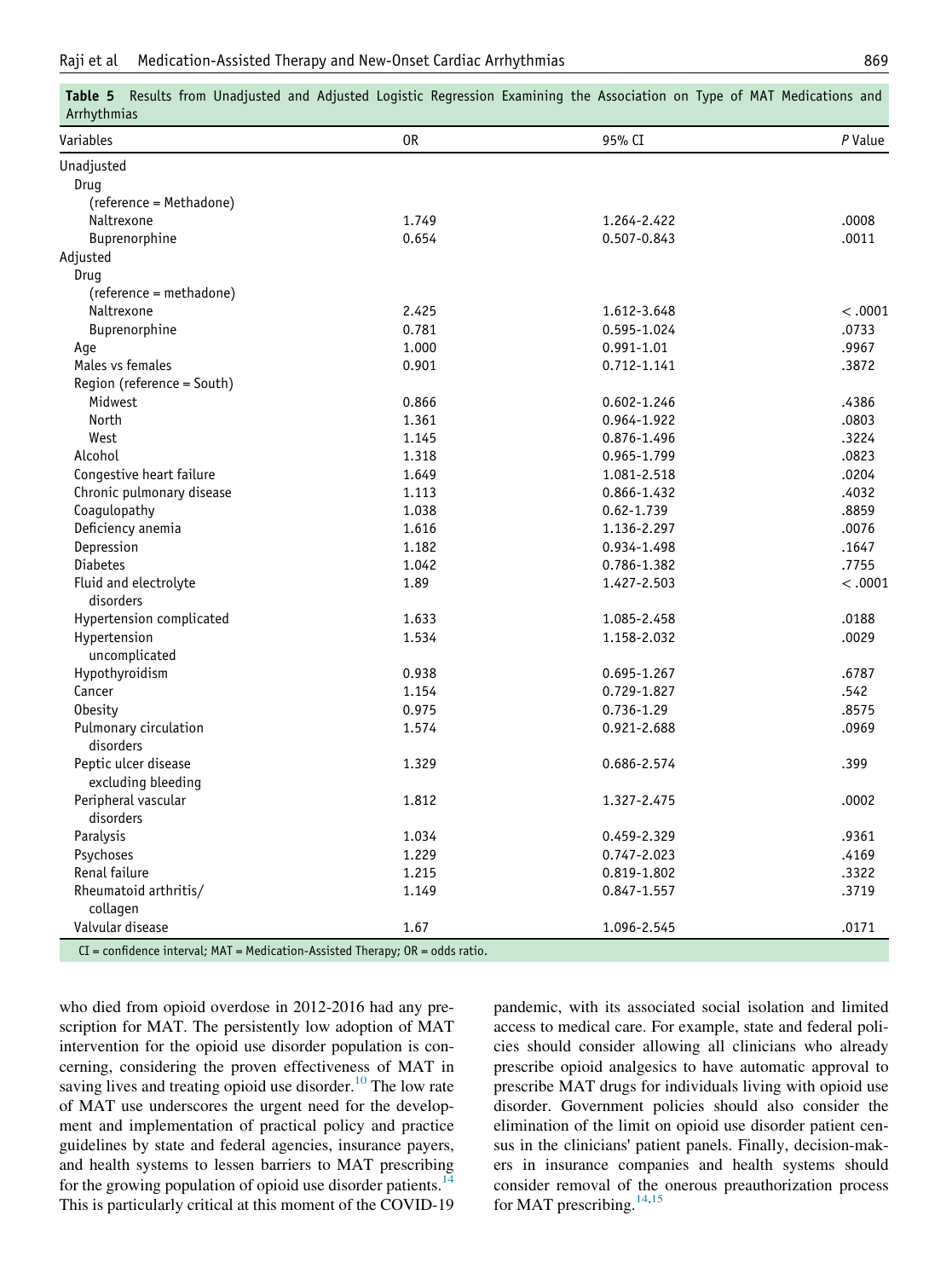**Table 5** Results from Unadjusted and Adjusted Logistic Regression Examining the Association on Type of MAT Medications and Arrhythmias

| Variables | OR | 95% CI | *P* Value |
|---|---|---|---|
| Unadjusted | | | |
| Drug | | | |
| (reference = Methadone) | | | |
| Naltrexone | 1.749 | 1.264-2.422 | .0008 |
| Buprenorphine | 0.654 | 0.507-0.843 | .0011 |
| Adjusted | | | |
| Drug | | | |
| (reference = methadone) | | | |
| Naltrexone | 2.425 | 1.612-3.648 | < .0001 |
| Buprenorphine | 0.781 | 0.595-1.024 | .0733 |
| Age | 1.000 | 0.991-1.01 | .9967 |
| Males vs females | 0.901 | 0.712-1.141 | .3872 |
| Region (reference = South) | | | |
| Midwest | 0.866 | 0.602-1.246 | .4386 |
| North | 1.361 | 0.964-1.922 | .0803 |
| West | 1.145 | 0.876-1.496 | .3224 |
| Alcohol | 1.318 | 0.965-1.799 | .0823 |
| Congestive heart failure | 1.649 | 1.081-2.518 | .0204 |
| Chronic pulmonary disease | 1.113 | 0.866-1.432 | .4032 |
| Coagulopathy | 1.038 | 0.62-1.739 | .8859 |
| Deficiency anemia | 1.616 | 1.136-2.297 | .0076 |
| Depression | 1.182 | 0.934-1.498 | .1647 |
| Diabetes | 1.042 | 0.786-1.382 | .7755 |
| Fluid and electrolyte disorders | 1.89 | 1.427-2.503 | < .0001 |
| Hypertension complicated | 1.633 | 1.085-2.458 | .0188 |
| Hypertension uncomplicated | 1.534 | 1.158-2.032 | .0029 |
| Hypothyroidism | 0.938 | 0.695-1.267 | .6787 |
| Cancer | 1.154 | 0.729-1.827 | .542 |
| Obesity | 0.975 | 0.736-1.29 | .8575 |
| Pulmonary circulation disorders | 1.574 | 0.921-2.688 | .0969 |
| Peptic ulcer disease excluding bleeding | 1.329 | 0.686-2.574 | .399 |
| Peripheral vascular disorders | 1.812 | 1.327-2.475 | .0002 |
| Paralysis | 1.034 | 0.459-2.329 | .9361 |
| Psychoses | 1.229 | 0.747-2.023 | .4169 |
| Renal failure | 1.215 | 0.819-1.802 | .3322 |
| Rheumatoid arthritis/collagen | 1.149 | 0.847-1.557 | .3719 |
| Valvular disease | 1.67 | 1.096-2.545 | .0171 |

CI = confidence interval; MAT = Medication-Assisted Therapy; OR = odds ratio.

who died from opioid overdose in 2012-2016 had any prescription for MAT. The persistently low adoption of MAT intervention for the opioid use disorder population is concerning, considering the proven effectiveness of MAT in saving lives and treating opioid use disorder.[10] The low rate of MAT use underscores the urgent need for the development and implementation of practical policy and practice guidelines by state and federal agencies, insurance payers, and health systems to lessen barriers to MAT prescribing for the growing population of opioid use disorder patients.[14] This is particularly critical at this moment of the COVID-19 pandemic, with its associated social isolation and limited access to medical care. For example, state and federal policies should consider allowing all clinicians who already prescribe opioid analgesics to have automatic approval to prescribe MAT drugs for individuals living with opioid use disorder. Government policies should also consider the elimination of the limit on opioid use disorder patient census in the clinicians' patient panels. Finally, decision-makers in insurance companies and health systems should consider removal of the onerous preauthorization process for MAT prescribing.[14,15]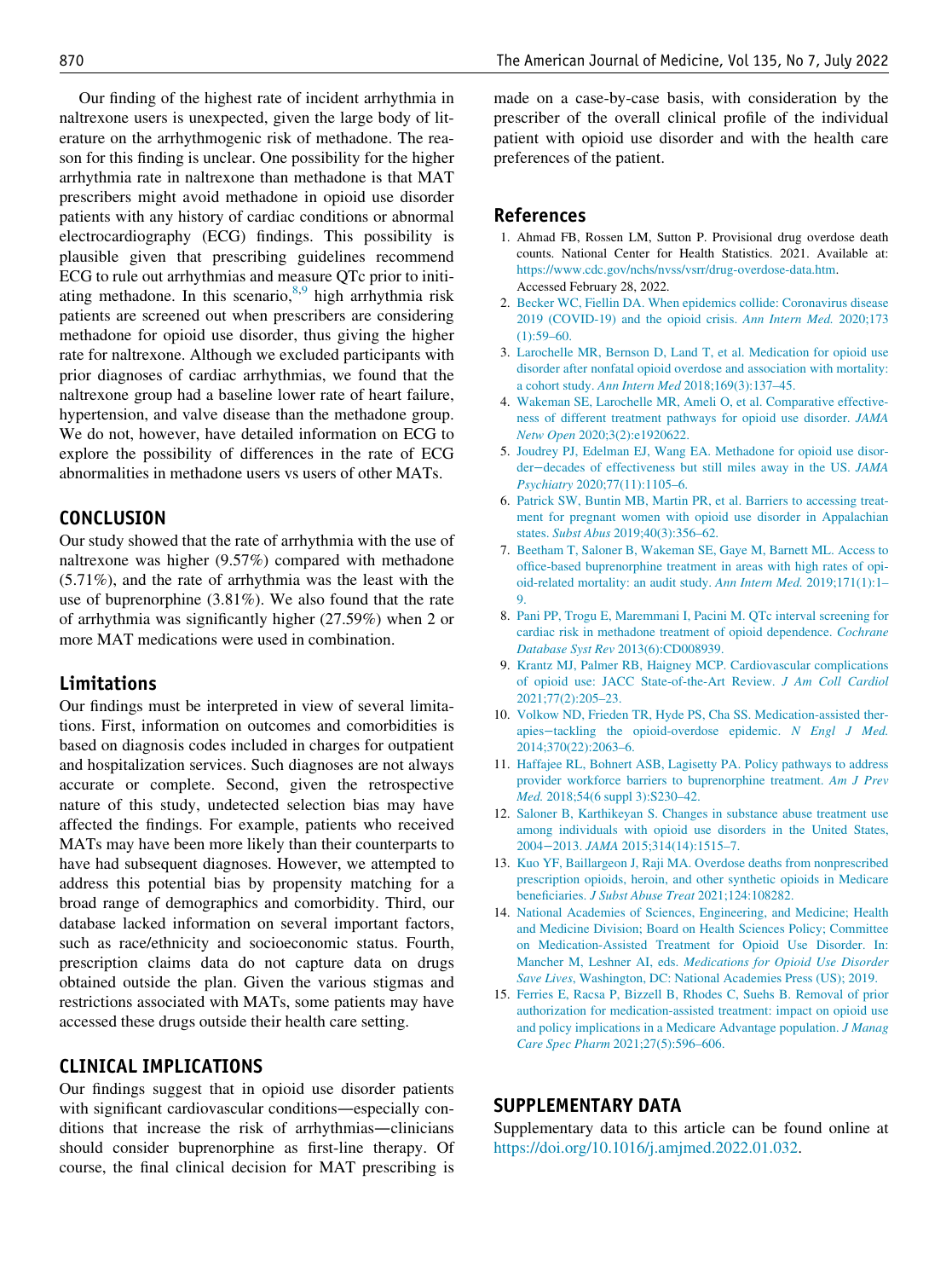Our finding of the highest rate of incident arrhythmia in naltrexone users is unexpected, given the large body of literature on the arrhythmogenic risk of methadone. The reason for this finding is unclear. One possibility for the higher arrhythmia rate in naltrexone than methadone is that MAT prescribers might avoid methadone in opioid use disorder patients with any history of cardiac conditions or abnormal electrocardiography (ECG) findings. This possibility is plausible given that prescribing guidelines recommend ECG to rule out arrhythmias and measure QTc prior to initiating methadone. In this scenario,[8,9] high arrhythmia risk patients are screened out when prescribers are considering methadone for opioid use disorder, thus giving the higher rate for naltrexone. Although we excluded participants with prior diagnoses of cardiac arrhythmias, we found that the naltrexone group had a baseline lower rate of heart failure, hypertension, and valve disease than the methadone group. We do not, however, have detailed information on ECG to explore the possibility of differences in the rate of ECG abnormalities in methadone users vs users of other MATs.

## CONCLUSION

Our study showed that the rate of arrhythmia with the use of naltrexone was higher (9.57%) compared with methadone (5.71%), and the rate of arrhythmia was the least with the use of buprenorphine (3.81%). We also found that the rate of arrhythmia was significantly higher (27.59%) when 2 or more MAT medications were used in combination.

## Limitations

Our findings must be interpreted in view of several limitations. First, information on outcomes and comorbidities is based on diagnosis codes included in charges for outpatient and hospitalization services. Such diagnoses are not always accurate or complete. Second, given the retrospective nature of this study, undetected selection bias may have affected the findings. For example, patients who received MATs may have been more likely than their counterparts to have had subsequent diagnoses. However, we attempted to address this potential bias by propensity matching for a broad range of demographics and comorbidity. Third, our database lacked information on several important factors, such as race/ethnicity and socioeconomic status. Fourth, prescription claims data do not capture data on drugs obtained outside the plan. Given the various stigmas and restrictions associated with MATs, some patients may have accessed these drugs outside their health care setting.

## CLINICAL IMPLICATIONS

Our findings suggest that in opioid use disorder patients with significant cardiovascular conditions—especially conditions that increase the risk of arrhythmias—clinicians should consider buprenorphine as first-line therapy. Of course, the final clinical decision for MAT prescribing is made on a case-by-case basis, with consideration by the prescriber of the overall clinical profile of the individual patient with opioid use disorder and with the health care preferences of the patient.

## References

1. Ahmad FB, Rossen LM, Sutton P. Provisional drug overdose death counts. National Center for Health Statistics. 2021. Available at: https://www.cdc.gov/nchs/nvss/vsrr/drug-overdose-data.htm. Accessed February 28, 2022.
2. Becker WC, Fiellin DA. When epidemics collide: Coronavirus disease 2019 (COVID-19) and the opioid crisis. *Ann Intern Med.* 2020;173(1):59–60.
3. Larochelle MR, Bernson D, Land T, et al. Medication for opioid use disorder after nonfatal opioid overdose and association with mortality: a cohort study. *Ann Intern Med* 2018;169(3):137–45.
4. Wakeman SE, Larochelle MR, Ameli O, et al. Comparative effectiveness of different treatment pathways for opioid use disorder. *JAMA Netw Open* 2020;3(2):e1920622.
5. Joudrey PJ, Edelman EJ, Wang EA. Methadone for opioid use disorder—decades of effectiveness but still miles away in the US. *JAMA Psychiatry* 2020;77(11):1105–6.
6. Patrick SW, Buntin MB, Martin PR, et al. Barriers to accessing treatment for pregnant women with opioid use disorder in Appalachian states. *Subst Abus* 2019;40(3):356–62.
7. Beetham T, Saloner B, Wakeman SE, Gaye M, Barnett ML. Access to office-based buprenorphine treatment in areas with high rates of opioid-related mortality: an audit study. *Ann Intern Med.* 2019;171(1):1–9.
8. Pani PP, Trogu E, Maremmani I, Pacini M. QTc interval screening for cardiac risk in methadone treatment of opioid dependence. *Cochrane Database Syst Rev* 2013(6):CD008939.
9. Krantz MJ, Palmer RB, Haigney MCP. Cardiovascular complications of opioid use: JACC State-of-the-Art Review. *J Am Coll Cardiol* 2021;77(2):205–23.
10. Volkow ND, Frieden TR, Hyde PS, Cha SS. Medication-assisted therapies—tackling the opioid-overdose epidemic. *N Engl J Med.* 2014;370(22):2063–6.
11. Haffajee RL, Bohnert ASB, Lagisetty PA. Policy pathways to address provider workforce barriers to buprenorphine treatment. *Am J Prev Med.* 2018;54(6 suppl 3):S230–42.
12. Saloner B, Karthikeyan S. Changes in substance abuse treatment use among individuals with opioid use disorders in the United States, 2004−2013. *JAMA* 2015;314(14):1515–7.
13. Kuo YF, Baillargeon J, Raji MA. Overdose deaths from nonprescribed prescription opioids, heroin, and other synthetic opioids in Medicare beneficiaries. *J Subst Abuse Treat* 2021;124:108282.
14. National Academies of Sciences, Engineering, and Medicine; Health and Medicine Division; Board on Health Sciences Policy; Committee on Medication-Assisted Treatment for Opioid Use Disorder. In: Mancher M, Leshner AI, eds. *Medications for Opioid Use Disorder Save Lives*, Washington, DC: National Academies Press (US); 2019.
15. Ferries E, Racsa P, Bizzell B, Rhodes C, Suehs B. Removal of prior authorization for medication-assisted treatment: impact on opioid use and policy implications in a Medicare Advantage population. *J Manag Care Spec Pharm* 2021;27(5):596–606.

## SUPPLEMENTARY DATA

Supplementary data to this article can be found online at https://doi.org/10.1016/j.amjmed.2022.01.032.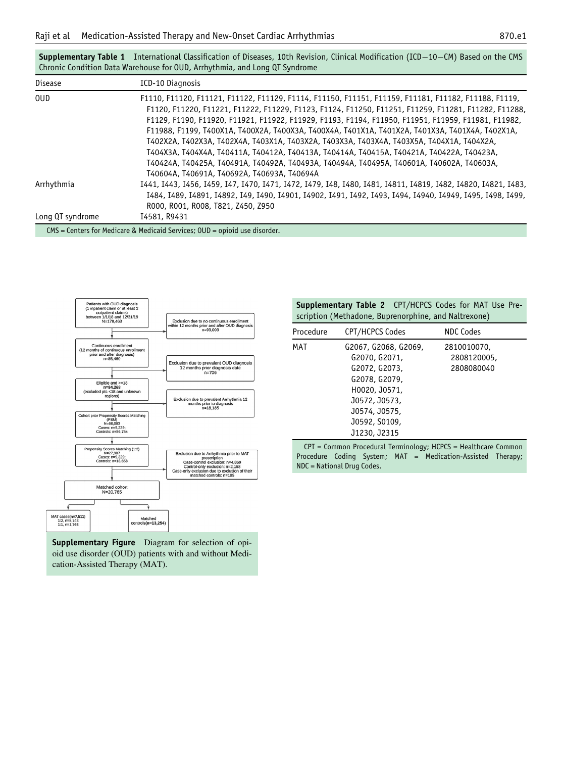**Supplementary Table 1** International Classification of Diseases, 10th Revision, Clinical Modification (ICD−10−CM) Based on the CMS Chronic Condition Data Warehouse for OUD, Arrhythmia, and Long QT Syndrome

| Disease | ICD-10 Diagnosis |
|---|---|
| OUD | F1110, F11120, F11121, F11122, F11129, F1114, F11150, F11151, F11159, F11181, F11182, F11188, F1119, F1120, F11220, F11221, F11222, F11229, F1123, F1124, F11250, F11251, F11259, F11281, F11282, F11288, F1129, F1190, F11920, F11921, F11922, F11929, F1193, F1194, F11950, F11951, F11959, F11981, F11982, F11988, F1199, T400X1A, T400X2A, T400X3A, T400X4A, T401X1A, T401X2A, T401X3A, T401X4A, T402X1A, T402X2A, T402X3A, T402X4A, T403X1A, T403X2A, T403X3A, T403X4A, T403X5A, T404X1A, T404X2A, T404X3A, T404X4A, T40411A, T40412A, T40413A, T40414A, T40415A, T40421A, T40422A, T40423A, T40424A, T40425A, T40491A, T40492A, T40493A, T40494A, T40495A, T40601A, T40602A, T40603A, T40604A, T40691A, T40692A, T40693A, T40694A |
| Arrhythmia | I441, I443, I456, I459, I47, I470, I471, I472, I479, I48, I480, I481, I4811, I4819, I482, I4820, I4821, I483, I484, I489, I4891, I4892, I49, I490, I4901, I4902, I491, I492, I493, I494, I4940, I4949, I495, I498, I499, R000, R001, R008, T821, Z450, Z950 |
| Long QT syndrome | I4581, R9431 |

CMS = Centers for Medicare & Medicaid Services; OUD = opioid use disorder.

**Supplementary Table 2** CPT/HCPCS Codes for MAT Use Prescription (Methadone, Buprenorphine, and Naltrexone)

| Procedure | CPT/HCPCS Codes | NDC Codes |
|---|---|---|
| MAT | G2067, G2068, G2069, G2070, G2071, G2072, G2073, G2078, G2079, H0020, J0571, J0572, J0573, J0574, J0575, J0592, S0109, J1230, J2315 | 2810010070, 2808120005, 2808080040 |

CPT = Common Procedural Terminology; HCPCS = Healthcare Common Procedure Coding System; MAT = Medication-Assisted Therapy; NDC = National Drug Codes.

Patients with OUD diagnosis (1 inpatient claim or at least 2 outpatient claims) between 1/1/18 and 12/31/19 N=178,463

→ Exclusion due to no continuous enrollment within 12 months prior and after OUD diagnosis n=93,003

Continuous enrollment (12 months of continuous enrollment prior and after diagnosis) n=85,460

→ Exclusion due to prevalent OUD diagnosis 12 months prior diagnosis date n=706

Eligible and >=18 n=84,268 (excluded pts <18 and unknown regions)

→ Exclusion due to prevalent Arrhythmia 12 months prior to diagnosis n=18,185

Cohort prior Propensity Scores Matching (PSM) N=66,083 Cases: n=9,329; Controls: n=56,754

Propensity Scores Matching (1:2) N=27,987 Cases: n=9,329; Controls: n=18,658

→ Exclusion due to Arrhythmia prior to MAT prescription Case-control exclusion: n=4,869 Control-only exclusion: n=2,158 Case-only exclusion due to exclusion of their matched controls: n=195

Matched cohort N=20,765

MAT cases(n=7,511) 1:2, n=5,743 1:1, n=1,768

Matched controls(n=13,254)

**Supplementary Figure** Diagram for selection of opioid use disorder (OUD) patients with and without Medication-Assisted Therapy (MAT).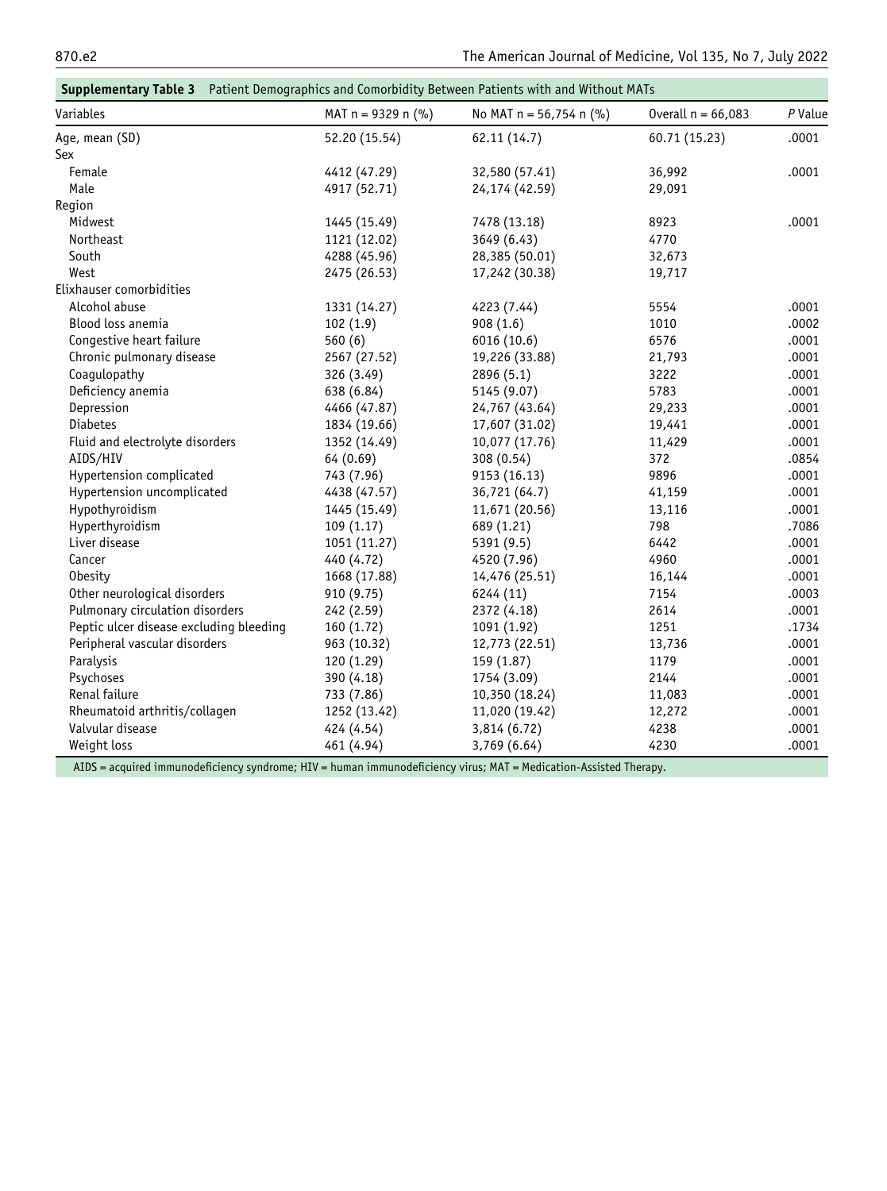**Supplementary Table 3** Patient Demographics and Comorbidity Between Patients with and Without MATs

| Variables | MAT n = 9329 n (%) | No MAT n = 56,754 n (%) | Overall n = 66,083 | *P* Value |
|---|---|---|---|---|
| Age, mean (SD) | 52.20 (15.54) | 62.11 (14.7) | 60.71 (15.23) | .0001 |
| Sex | | | | |
| Female | 4412 (47.29) | 32,580 (57.41) | 36,992 | .0001 |
| Male | 4917 (52.71) | 24,174 (42.59) | 29,091 | |
| Region | | | | |
| Midwest | 1445 (15.49) | 7478 (13.18) | 8923 | .0001 |
| Northeast | 1121 (12.02) | 3649 (6.43) | 4770 | |
| South | 4288 (45.96) | 28,385 (50.01) | 32,673 | |
| West | 2475 (26.53) | 17,242 (30.38) | 19,717 | |
| Elixhauser comorbidities | | | | |
| Alcohol abuse | 1331 (14.27) | 4223 (7.44) | 5554 | .0001 |
| Blood loss anemia | 102 (1.9) | 908 (1.6) | 1010 | .0002 |
| Congestive heart failure | 560 (6) | 6016 (10.6) | 6576 | .0001 |
| Chronic pulmonary disease | 2567 (27.52) | 19,226 (33.88) | 21,793 | .0001 |
| Coagulopathy | 326 (3.49) | 2896 (5.1) | 3222 | .0001 |
| Deficiency anemia | 638 (6.84) | 5145 (9.07) | 5783 | .0001 |
| Depression | 4466 (47.87) | 24,767 (43.64) | 29,233 | .0001 |
| Diabetes | 1834 (19.66) | 17,607 (31.02) | 19,441 | .0001 |
| Fluid and electrolyte disorders | 1352 (14.49) | 10,077 (17.76) | 11,429 | .0001 |
| AIDS/HIV | 64 (0.69) | 308 (0.54) | 372 | .0854 |
| Hypertension complicated | 743 (7.96) | 9153 (16.13) | 9896 | .0001 |
| Hypertension uncomplicated | 4438 (47.57) | 36,721 (64.7) | 41,159 | .0001 |
| Hypothyroidism | 1445 (15.49) | 11,671 (20.56) | 13,116 | .0001 |
| Hyperthyroidism | 109 (1.17) | 689 (1.21) | 798 | .7086 |
| Liver disease | 1051 (11.27) | 5391 (9.5) | 6442 | .0001 |
| Cancer | 440 (4.72) | 4520 (7.96) | 4960 | .0001 |
| Obesity | 1668 (17.88) | 14,476 (25.51) | 16,144 | .0001 |
| Other neurological disorders | 910 (9.75) | 6244 (11) | 7154 | .0003 |
| Pulmonary circulation disorders | 242 (2.59) | 2372 (4.18) | 2614 | .0001 |
| Peptic ulcer disease excluding bleeding | 160 (1.72) | 1091 (1.92) | 1251 | .1734 |
| Peripheral vascular disorders | 963 (10.32) | 12,773 (22.51) | 13,736 | .0001 |
| Paralysis | 120 (1.29) | 159 (1.87) | 1179 | .0001 |
| Psychoses | 390 (4.18) | 1754 (3.09) | 2144 | .0001 |
| Renal failure | 733 (7.86) | 10,350 (18.24) | 11,083 | .0001 |
| Rheumatoid arthritis/collagen | 1252 (13.42) | 11,020 (19.42) | 12,272 | .0001 |
| Valvular disease | 424 (4.54) | 3,814 (6.72) | 4238 | .0001 |
| Weight loss | 461 (4.94) | 3,769 (6.64) | 4230 | .0001 |

AIDS = acquired immunodeficiency syndrome; HIV = human immunodeficiency virus; MAT = Medication-Assisted Therapy.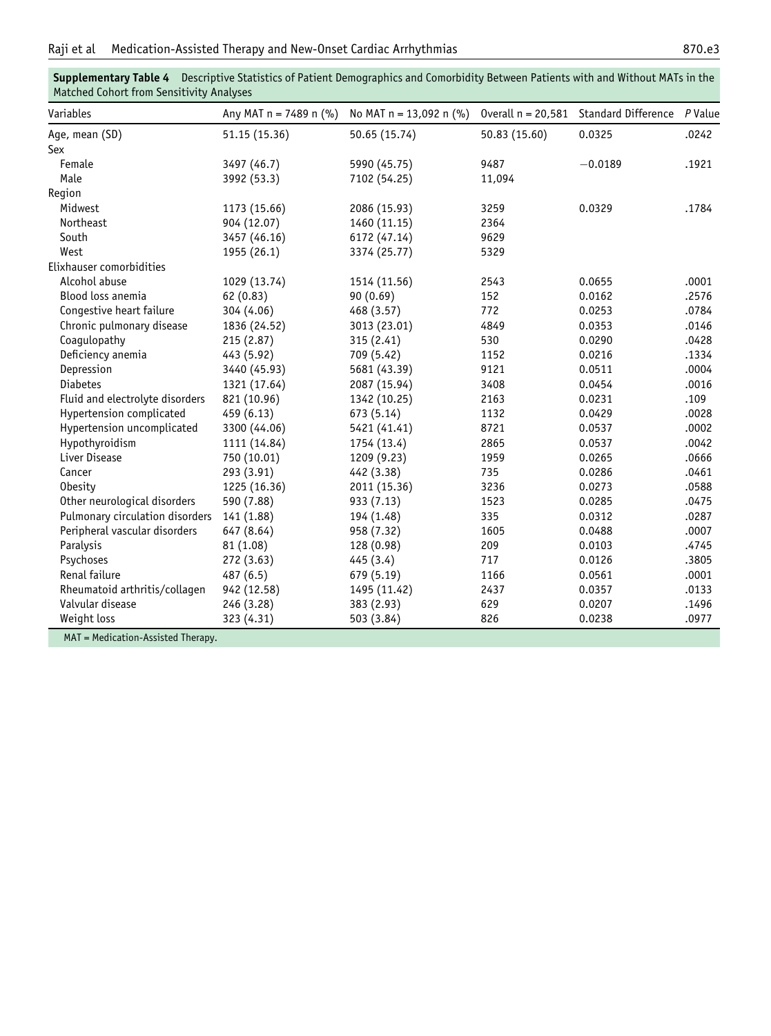**Supplementary Table 4** Descriptive Statistics of Patient Demographics and Comorbidity Between Patients with and Without MATs in the Matched Cohort from Sensitivity Analyses

| Variables | Any MAT n = 7489 n (%) | No MAT n = 13,092 n (%) | Overall n = 20,581 | Standard Difference | *P* Value |
|---|---|---|---|---|---|
| Age, mean (SD) | 51.15 (15.36) | 50.65 (15.74) | 50.83 (15.60) | 0.0325 | .0242 |
| Sex | | | | | |
| Female | 3497 (46.7) | 5990 (45.75) | 9487 | −0.0189 | .1921 |
| Male | 3992 (53.3) | 7102 (54.25) | 11,094 | | |
| Region | | | | | |
| Midwest | 1173 (15.66) | 2086 (15.93) | 3259 | 0.0329 | .1784 |
| Northeast | 904 (12.07) | 1460 (11.15) | 2364 | | |
| South | 3457 (46.16) | 6172 (47.14) | 9629 | | |
| West | 1955 (26.1) | 3374 (25.77) | 5329 | | |
| Elixhauser comorbidities | | | | | |
| Alcohol abuse | 1029 (13.74) | 1514 (11.56) | 2543 | 0.0655 | .0001 |
| Blood loss anemia | 62 (0.83) | 90 (0.69) | 152 | 0.0162 | .2576 |
| Congestive heart failure | 304 (4.06) | 468 (3.57) | 772 | 0.0253 | .0784 |
| Chronic pulmonary disease | 1836 (24.52) | 3013 (23.01) | 4849 | 0.0353 | .0146 |
| Coagulopathy | 215 (2.87) | 315 (2.41) | 530 | 0.0290 | .0428 |
| Deficiency anemia | 443 (5.92) | 709 (5.42) | 1152 | 0.0216 | .1334 |
| Depression | 3440 (45.93) | 5681 (43.39) | 9121 | 0.0511 | .0004 |
| Diabetes | 1321 (17.64) | 2087 (15.94) | 3408 | 0.0454 | .0016 |
| Fluid and electrolyte disorders | 821 (10.96) | 1342 (10.25) | 2163 | 0.0231 | .109 |
| Hypertension complicated | 459 (6.13) | 673 (5.14) | 1132 | 0.0429 | .0028 |
| Hypertension uncomplicated | 3300 (44.06) | 5421 (41.41) | 8721 | 0.0537 | .0002 |
| Hypothyroidism | 1111 (14.84) | 1754 (13.4) | 2865 | 0.0537 | .0042 |
| Liver Disease | 750 (10.01) | 1209 (9.23) | 1959 | 0.0265 | .0666 |
| Cancer | 293 (3.91) | 442 (3.38) | 735 | 0.0286 | .0461 |
| Obesity | 1225 (16.36) | 2011 (15.36) | 3236 | 0.0273 | .0588 |
| Other neurological disorders | 590 (7.88) | 933 (7.13) | 1523 | 0.0285 | .0475 |
| Pulmonary circulation disorders | 141 (1.88) | 194 (1.48) | 335 | 0.0312 | .0287 |
| Peripheral vascular disorders | 647 (8.64) | 958 (7.32) | 1605 | 0.0488 | .0007 |
| Paralysis | 81 (1.08) | 128 (0.98) | 209 | 0.0103 | .4745 |
| Psychoses | 272 (3.63) | 445 (3.4) | 717 | 0.0126 | .3805 |
| Renal failure | 487 (6.5) | 679 (5.19) | 1166 | 0.0561 | .0001 |
| Rheumatoid arthritis/collagen | 942 (12.58) | 1495 (11.42) | 2437 | 0.0357 | .0133 |
| Valvular disease | 246 (3.28) | 383 (2.93) | 629 | 0.0207 | .1496 |
| Weight loss | 323 (4.31) | 503 (3.84) | 826 | 0.0238 | .0977 |

MAT = Medication-Assisted Therapy.